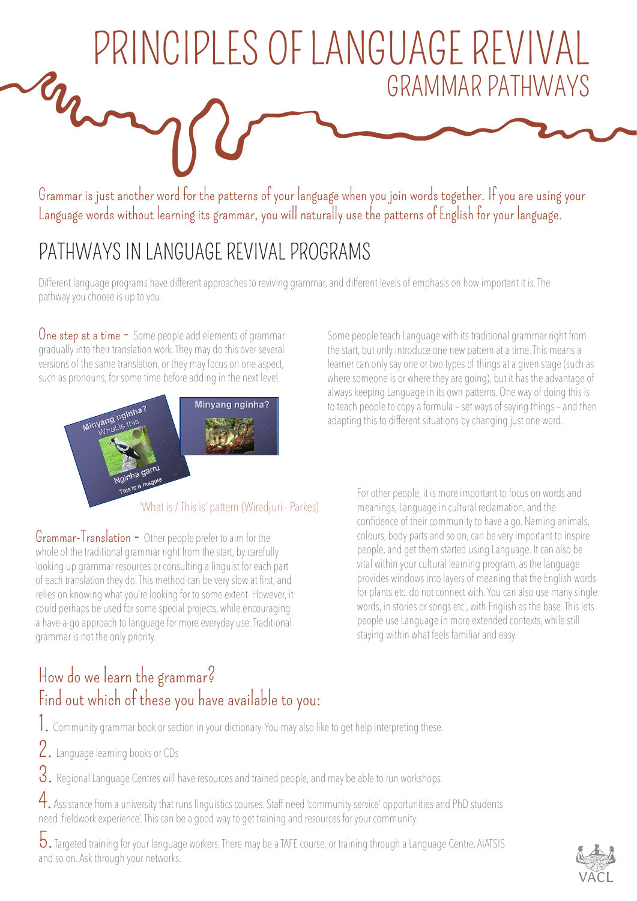# PRINCIPLES OF LANGUAGE REVIVAL

## GRAMMAR PATHWAYS

Grammar is just another word for the patterns of your language when you join words together. If you are using your Language words without learning its grammar, you will naturally use the patterns of English for your language.

## PATHWAYS IN LANGUAGE REVIVAL PROGRAMS

Different language programs have different approaches to reviving grammar, and different levels of emphasis on how important it is. The pathway you choose is up to you.

**One step at a time** - Some people add elements of grammar gradually into their translation work. They may do this over several versions of the same translation, or they may focus on one aspect, such as pronouns, for some time before adding in the next level.

Some people teach Language with its traditional grammar right from the start, but only introduce one new pattern at a time. This means a learner can only say one or two types of things at a given stage (such as where someone is or where they are going), but it has the advantage of always keeping Language in its own patterns. One way of doing this is to teach people to copy a formula – set ways of saying things – and then adapting this to different situations by changing just one word.

'What is / This is' pattern (Wiradjuri - Parkes)

**Grammar-Translation** - Other people prefer to aim for the whole of the traditional grammar right from the start, by carefully looking up grammar resources or consulting a linguist for each part of each translation they do. This method can be very slow at first, and relies on knowing what you're looking for to some extent. However, it could perhaps be used for some special projects, while encouraging a have-a-go approach to language for more everyday use. Traditional grammar is not the only priority.

For other people, it is more important to focus on words and meanings, Language in cultural reclamation, and the confidence of their community to have a go. Naming animals, colours, body parts and so on, can be very important to inspire people, and get them started using Language. It can also be vital within your cultural learning program, as the language provides windows into layers of meaning that the English words for plants etc. do not connect with. You can also use many single words, in stories or songs etc., with English as the base. This lets people use Language in more extended contexts, while still staying within what feels familiar and easy.

## How do we learn the grammar?
## Find out which of these you have available to you:

1. Community grammar book or section in your dictionary. You may also like to get help interpreting these.

2. Language learning books or CDs

3. Regional Language Centres will have resources and trained people, and may be able to run workshops.

4. Assistance from a university that runs linguistics courses. Staff need 'community service' opportunities and PhD students need 'fieldwork experience'. This can be a good way to get training and resources for your community.

5. Targeted training for your language workers. There may be a TAFE course, or training through a Language Centre, AIATSIS and so on. Ask through your networks.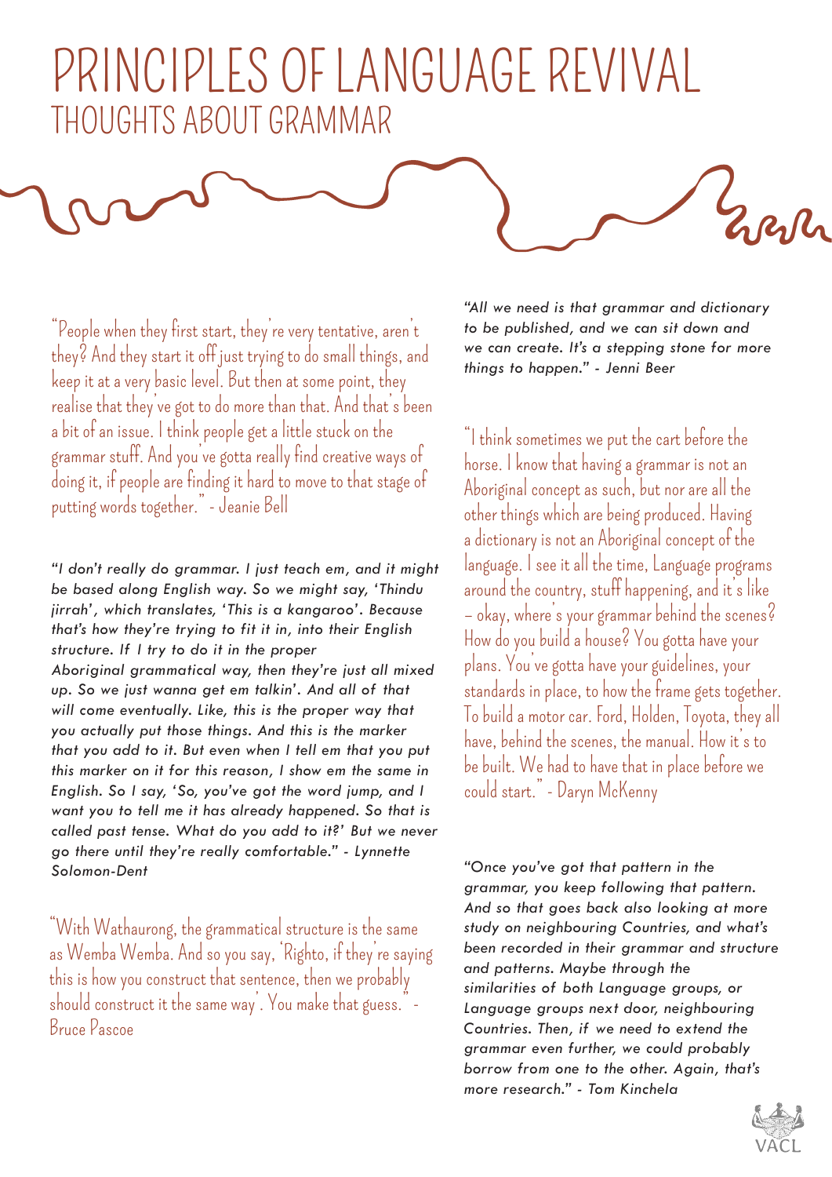# PRINCIPLES OF LANGUAGE REVIVAL

## THOUGHTS ABOUT GRAMMAR

"People when they first start, they're very tentative, aren't they? And they start it off just trying to do small things, and keep it at a very basic level. But then at some point, they realise that they've got to do more than that. And that's been a bit of an issue. I think people get a little stuck on the grammar stuff. And you've gotta really find creative ways of doing it, if people are finding it hard to move to that stage of putting words together." - Jeanie Bell

*"I don't really do grammar. I just teach em, and it might be based along English way. So we might say, 'Thindu jirrah', which translates, 'This is a kangaroo'. Because that's how they're trying to fit it in, into their English structure. If I try to do it in the proper Aboriginal grammatical way, then they're just all mixed up. So we just wanna get em talkin'. And all of that will come eventually. Like, this is the proper way that you actually put those things. And this is the marker that you add to it. But even when I tell em that you put this marker on it for this reason, I show em the same in English. So I say, 'So, you've got the word jump, and I want you to tell me it has already happened. So that is called past tense. What do you add to it?' But we never go there until they're really comfortable." - Lynnette Solomon-Dent*

"With Wathaurong, the grammatical structure is the same as Wemba Wemba. And so you say, 'Righto, if they're saying this is how you construct that sentence, then we probably should construct it the same way'. You make that guess." - Bruce Pascoe

*"All we need is that grammar and dictionary to be published, and we can sit down and we can create. It's a stepping stone for more things to happen." - Jenni Beer*

"I think sometimes we put the cart before the horse. I know that having a grammar is not an Aboriginal concept as such, but nor are all the other things which are being produced. Having a dictionary is not an Aboriginal concept of the language. I see it all the time, Language programs around the country, stuff happening, and it's like – okay, where's your grammar behind the scenes? How do you build a house? You gotta have your plans. You've gotta have your guidelines, your standards in place, to how the frame gets together. To build a motor car. Ford, Holden, Toyota, they all have, behind the scenes, the manual. How it's to be built. We had to have that in place before we could start." - Daryn McKenny

*"Once you've got that pattern in the grammar, you keep following that pattern. And so that goes back also looking at more study on neighbouring Countries, and what's been recorded in their grammar and structure and patterns. Maybe through the similarities of both Language groups, or Language groups next door, neighbouring Countries. Then, if we need to extend the grammar even further, we could probably borrow from one to the other. Again, that's more research." - Tom Kinchela*